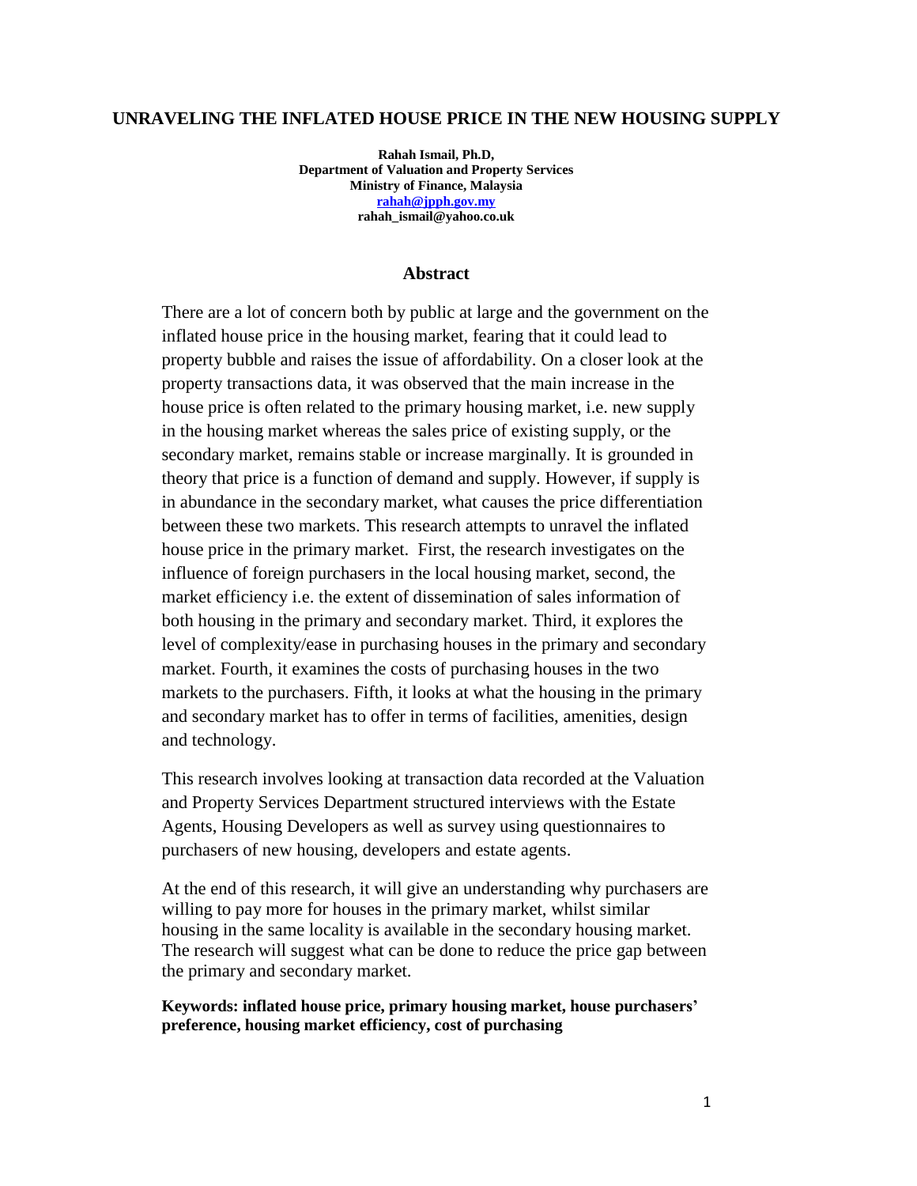# UNRAVELING THE INFLATED HOUSE PRICE IN THE NEW HOUSING SUPPLY

**Rahah Ismail, Ph.D,**
**Department of Valuation and Property Services**
**Ministry of Finance, Malaysia**
**rahah@jpph.gov.my**
**rahah_ismail@yahoo.co.uk**

## Abstract

There are a lot of concern both by public at large and the government on the inflated house price in the housing market, fearing that it could lead to property bubble and raises the issue of affordability. On a closer look at the property transactions data, it was observed that the main increase in the house price is often related to the primary housing market, i.e. new supply in the housing market whereas the sales price of existing supply, or the secondary market, remains stable or increase marginally. It is grounded in theory that price is a function of demand and supply. However, if supply is in abundance in the secondary market, what causes the price differentiation between these two markets. This research attempts to unravel the inflated house price in the primary market. First, the research investigates on the influence of foreign purchasers in the local housing market, second, the market efficiency i.e. the extent of dissemination of sales information of both housing in the primary and secondary market. Third, it explores the level of complexity/ease in purchasing houses in the primary and secondary market. Fourth, it examines the costs of purchasing houses in the two markets to the purchasers. Fifth, it looks at what the housing in the primary and secondary market has to offer in terms of facilities, amenities, design and technology.

This research involves looking at transaction data recorded at the Valuation and Property Services Department structured interviews with the Estate Agents, Housing Developers as well as survey using questionnaires to purchasers of new housing, developers and estate agents.

At the end of this research, it will give an understanding why purchasers are willing to pay more for houses in the primary market, whilst similar housing in the same locality is available in the secondary housing market. The research will suggest what can be done to reduce the price gap between the primary and secondary market.

**Keywords: inflated house price, primary housing market, house purchasers' preference, housing market efficiency, cost of purchasing**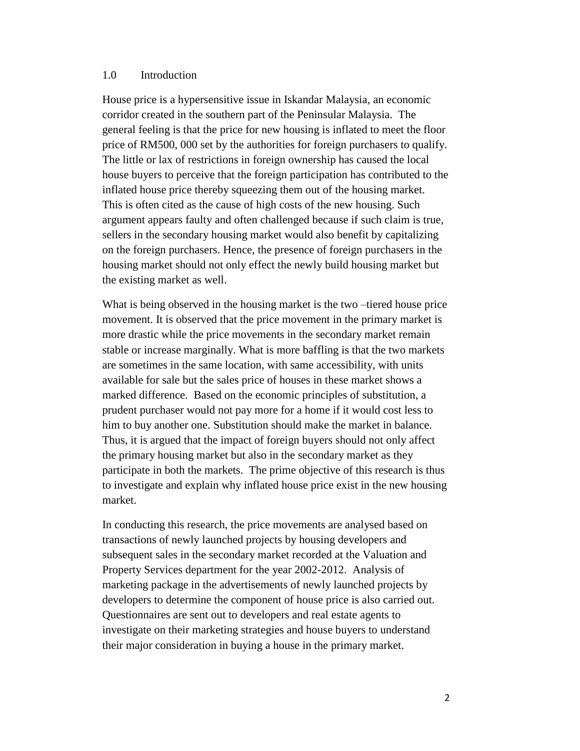## 1.0 Introduction

House price is a hypersensitive issue in Iskandar Malaysia, an economic corridor created in the southern part of the Peninsular Malaysia. The general feeling is that the price for new housing is inflated to meet the floor price of RM500, 000 set by the authorities for foreign purchasers to qualify. The little or lax of restrictions in foreign ownership has caused the local house buyers to perceive that the foreign participation has contributed to the inflated house price thereby squeezing them out of the housing market. This is often cited as the cause of high costs of the new housing. Such argument appears faulty and often challenged because if such claim is true, sellers in the secondary housing market would also benefit by capitalizing on the foreign purchasers. Hence, the presence of foreign purchasers in the housing market should not only effect the newly build housing market but the existing market as well.

What is being observed in the housing market is the two –tiered house price movement. It is observed that the price movement in the primary market is more drastic while the price movements in the secondary market remain stable or increase marginally. What is more baffling is that the two markets are sometimes in the same location, with same accessibility, with units available for sale but the sales price of houses in these market shows a marked difference. Based on the economic principles of substitution, a prudent purchaser would not pay more for a home if it would cost less to him to buy another one. Substitution should make the market in balance. Thus, it is argued that the impact of foreign buyers should not only affect the primary housing market but also in the secondary market as they participate in both the markets. The prime objective of this research is thus to investigate and explain why inflated house price exist in the new housing market.

In conducting this research, the price movements are analysed based on transactions of newly launched projects by housing developers and subsequent sales in the secondary market recorded at the Valuation and Property Services department for the year 2002-2012. Analysis of marketing package in the advertisements of newly launched projects by developers to determine the component of house price is also carried out. Questionnaires are sent out to developers and real estate agents to investigate on their marketing strategies and house buyers to understand their major consideration in buying a house in the primary market.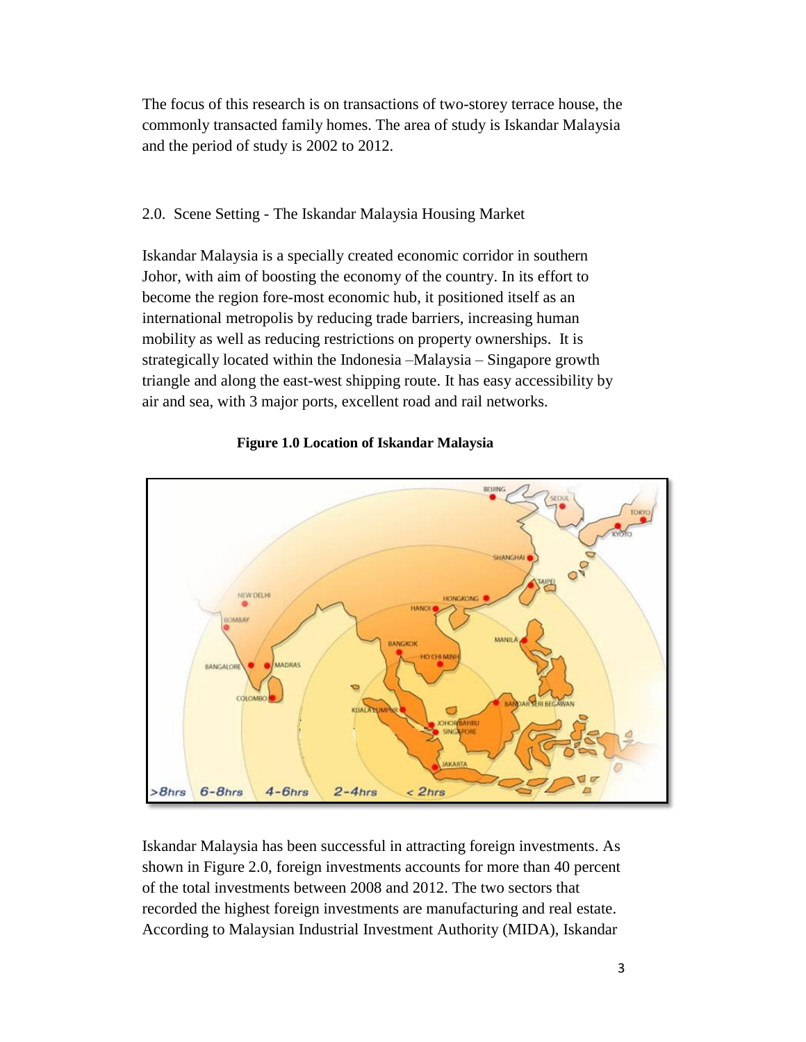The focus of this research is on transactions of two-storey terrace house, the commonly transacted family homes. The area of study is Iskandar Malaysia and the period of study is 2002 to 2012.

## 2.0. Scene Setting - The Iskandar Malaysia Housing Market

Iskandar Malaysia is a specially created economic corridor in southern Johor, with aim of boosting the economy of the country. In its effort to become the region fore-most economic hub, it positioned itself as an international metropolis by reducing trade barriers, increasing human mobility as well as reducing restrictions on property ownerships. It is strategically located within the Indonesia –Malaysia – Singapore growth triangle and along the east-west shipping route. It has easy accessibility by air and sea, with 3 major ports, excellent road and rail networks.

**Figure 1.0 Location of Iskandar Malaysia**

Iskandar Malaysia has been successful in attracting foreign investments. As shown in Figure 2.0, foreign investments accounts for more than 40 percent of the total investments between 2008 and 2012. The two sectors that recorded the highest foreign investments are manufacturing and real estate. According to Malaysian Industrial Investment Authority (MIDA), Iskandar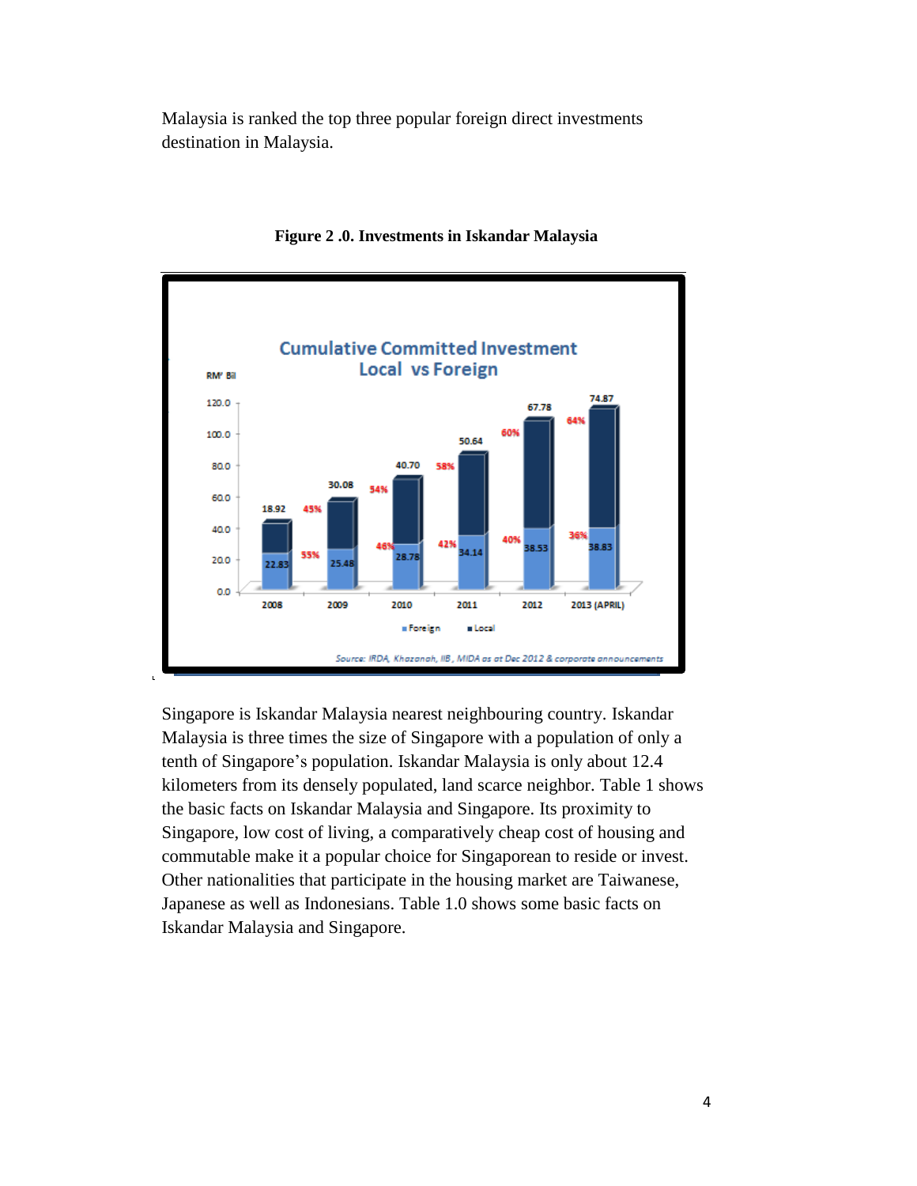Malaysia is ranked the top three popular foreign direct investments destination in Malaysia.

**Figure 2 .0. Investments in Iskandar Malaysia**

**Cumulative Committed Investment Local vs Foreign** (RM' Bil)

| Year | Foreign | Local |
|---|---|---|
| 2008 | 22.83 (55%) | 18.92 (45%) |
| 2009 | 25.48 (46%) | 30.08 (54%) |
| 2010 | 28.78 (42%) | 40.70 (58%) |
| 2011 | 34.14 (40%) | 50.64 (60%) |
| 2012 | 38.53 (36%) | 67.78 (64%) |
| 2013 (APRIL) | 38.83 | 74.87 |

*Source: IRDA, Khazanah, IIB, MIDA as at Dec 2012 & corporate announcements*

Singapore is Iskandar Malaysia nearest neighbouring country. Iskandar Malaysia is three times the size of Singapore with a population of only a tenth of Singapore's population. Iskandar Malaysia is only about 12.4 kilometers from its densely populated, land scarce neighbor. Table 1 shows the basic facts on Iskandar Malaysia and Singapore. Its proximity to Singapore, low cost of living, a comparatively cheap cost of housing and commutable make it a popular choice for Singaporean to reside or invest. Other nationalities that participate in the housing market are Taiwanese, Japanese as well as Indonesians. Table 1.0 shows some basic facts on Iskandar Malaysia and Singapore.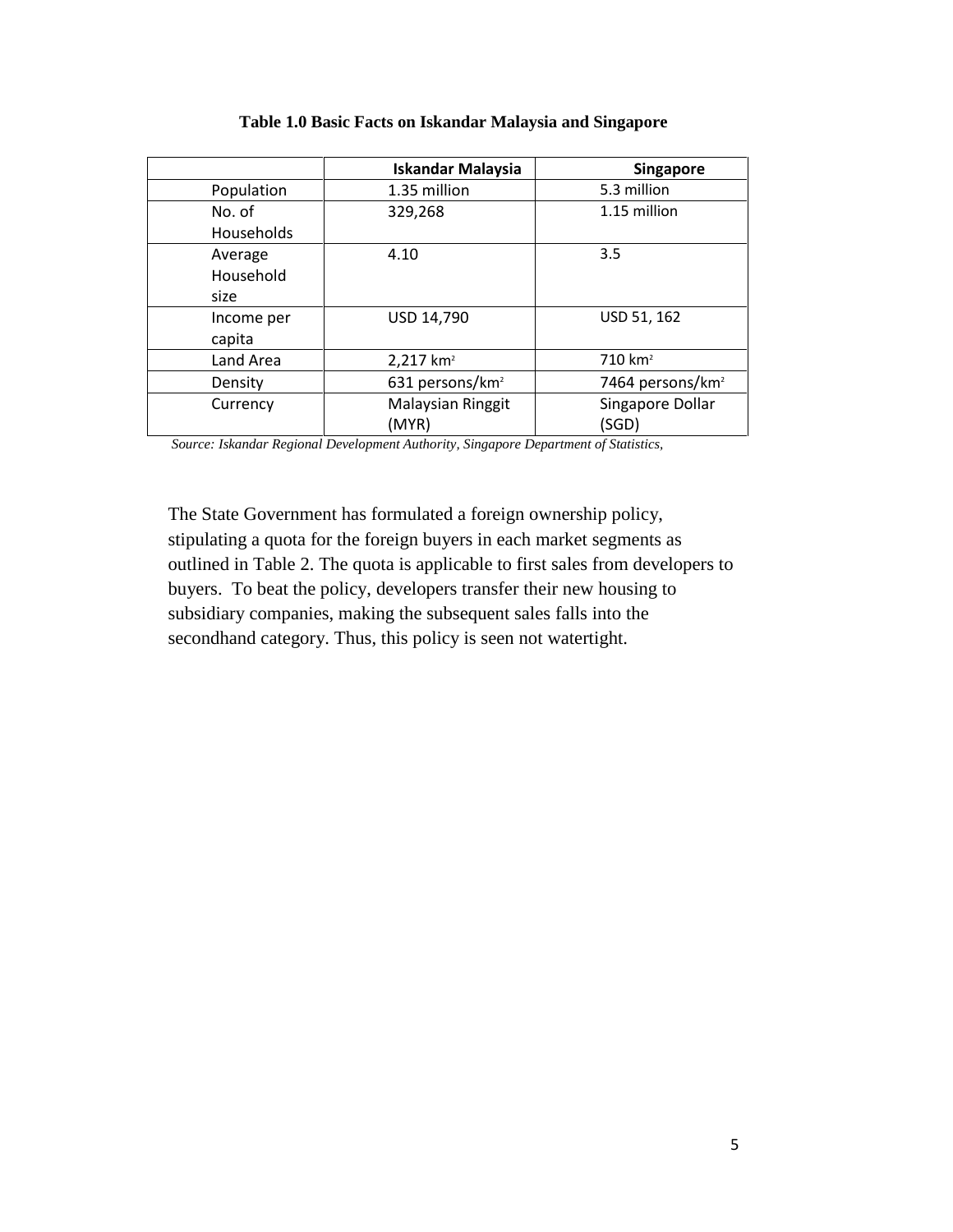**Table 1.0 Basic Facts on Iskandar Malaysia and Singapore**

| | Iskandar Malaysia | Singapore |
|---|---|---|
| Population | 1.35 million | 5.3 million |
| No. of Households | 329,268 | 1.15 million |
| Average Household size | 4.10 | 3.5 |
| Income per capita | USD 14,790 | USD 51, 162 |
| Land Area | 2,217 $km^2$ | 710 $km^2$ |
| Density | 631 persons/$km^2$ | 7464 persons/$km^2$ |
| Currency | Malaysian Ringgit (MYR) | Singapore Dollar (SGD) |

*Source: Iskandar Regional Development Authority, Singapore Department of Statistics,*

The State Government has formulated a foreign ownership policy, stipulating a quota for the foreign buyers in each market segments as outlined in Table 2. The quota is applicable to first sales from developers to buyers. To beat the policy, developers transfer their new housing to subsidiary companies, making the subsequent sales falls into the secondhand category. Thus, this policy is seen not watertight.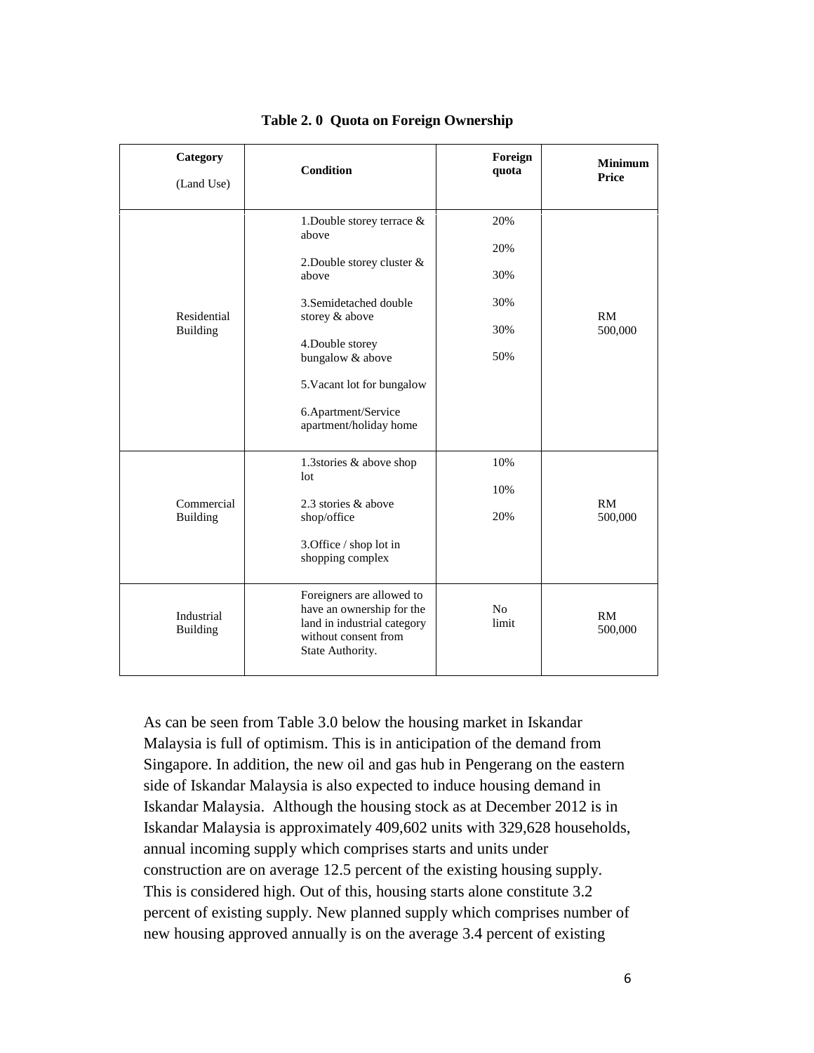**Table 2. 0 Quota on Foreign Ownership**

| Category (Land Use) | Condition | Foreign quota | Minimum Price |
|---|---|---|---|
| Residential Building | 1.Double storey terrace & above | 20% | RM 500,000 |
| | 2.Double storey cluster & above | 20% | |
| | 3.Semidetached double storey & above | 30% | |
| | 4.Double storey bungalow & above | 30% | |
| | 5.Vacant lot for bungalow | 30% | |
| | 6.Apartment/Service apartment/holiday home | 50% | |
| Commercial Building | 1.3stories & above shop lot | 10% | RM 500,000 |
| | 2.3 stories & above shop/office | 10% | |
| | 3.Office / shop lot in shopping complex | 20% | |
| Industrial Building | Foreigners are allowed to have an ownership for the land in industrial category without consent from State Authority. | No limit | RM 500,000 |

As can be seen from Table 3.0 below the housing market in Iskandar Malaysia is full of optimism. This is in anticipation of the demand from Singapore. In addition, the new oil and gas hub in Pengerang on the eastern side of Iskandar Malaysia is also expected to induce housing demand in Iskandar Malaysia. Although the housing stock as at December 2012 is in Iskandar Malaysia is approximately 409,602 units with 329,628 households, annual incoming supply which comprises starts and units under construction are on average 12.5 percent of the existing housing supply. This is considered high. Out of this, housing starts alone constitute 3.2 percent of existing supply. New planned supply which comprises number of new housing approved annually is on the average 3.4 percent of existing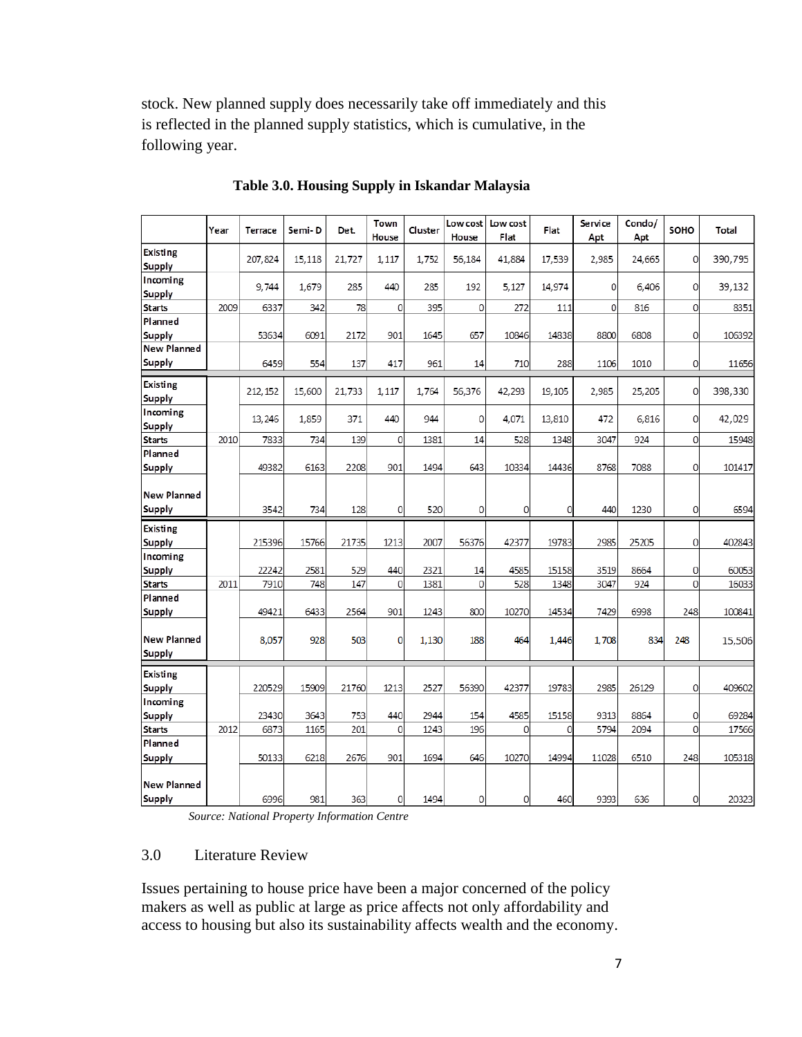stock. New planned supply does necessarily take off immediately and this is reflected in the planned supply statistics, which is cumulative, in the following year.

**Table 3.0. Housing Supply in Iskandar Malaysia**

| | Year | Terrace | Semi-D | Det. | Town House | Cluster | Low cost House | Low cost Flat | Flat | Service Apt | Condo/ Apt | SOHO | Total |
|---|---|---|---|---|---|---|---|---|---|---|---|---|---|
| Existing Supply | | 207,824 | 15,118 | 21,727 | 1,117 | 1,752 | 56,184 | 41,884 | 17,539 | 2,985 | 24,665 | 0 | 390,795 |
| Incoming Supply | | 9,744 | 1,679 | 285 | 440 | 285 | 192 | 5,127 | 14,974 | 0 | 6,406 | 0 | 39,132 |
| Starts | 2009 | 6337 | 342 | 78 | 0 | 395 | 0 | 272 | 111 | 0 | 816 | 0 | 8351 |
| Planned Supply | | 53634 | 6091 | 2172 | 901 | 1645 | 657 | 10846 | 14838 | 8800 | 6808 | 0 | 106392 |
| New Planned Supply | | 6459 | 554 | 137 | 417 | 961 | 14 | 710 | 288 | 1106 | 1010 | 0 | 11656 |
| Existing Supply | | 212,152 | 15,600 | 21,733 | 1,117 | 1,764 | 56,376 | 42,293 | 19,105 | 2,985 | 25,205 | 0 | 398,330 |
| Incoming Supply | | 13,246 | 1,859 | 371 | 440 | 944 | 0 | 4,071 | 13,810 | 472 | 6,816 | 0 | 42,029 |
| Starts | 2010 | 7833 | 734 | 139 | 0 | 1381 | 14 | 528 | 1348 | 3047 | 924 | 0 | 15948 |
| Planned Supply | | 49382 | 6163 | 2208 | 901 | 1494 | 643 | 10334 | 14436 | 8768 | 7088 | 0 | 101417 |
| New Planned Supply | | 3542 | 734 | 128 | 0 | 520 | 0 | 0 | 0 | 440 | 1230 | 0 | 6594 |
| Existing Supply | | 215396 | 15766 | 21735 | 1213 | 2007 | 56376 | 42377 | 19783 | 2985 | 25205 | 0 | 402843 |
| Incoming Supply | | 22242 | 2581 | 529 | 440 | 2321 | 14 | 4585 | 15158 | 3519 | 8664 | 0 | 60053 |
| Starts | 2011 | 7910 | 748 | 147 | 0 | 1381 | 0 | 528 | 1348 | 3047 | 924 | 0 | 16033 |
| Planned Supply | | 49421 | 6433 | 2564 | 901 | 1243 | 800 | 10270 | 14534 | 7429 | 6998 | 248 | 100841 |
| New Planned Supply | | 8,057 | 928 | 503 | 0 | 1,130 | 188 | 464 | 1,446 | 1,708 | 834 | 248 | 15,506 |
| Existing Supply | | 220529 | 15909 | 21760 | 1213 | 2527 | 56390 | 42377 | 19783 | 2985 | 26129 | 0 | 409602 |
| Incoming Supply | | 23430 | 3643 | 753 | 440 | 2944 | 154 | 4585 | 15158 | 9313 | 8864 | 0 | 69284 |
| Starts | 2012 | 6873 | 1165 | 201 | 0 | 1243 | 196 | 0 | 0 | 5794 | 2094 | 0 | 17566 |
| Planned Supply | | 50133 | 6218 | 2676 | 901 | 1694 | 646 | 10270 | 14994 | 11028 | 6510 | 248 | 105318 |
| New Planned Supply | | 6996 | 981 | 363 | 0 | 1494 | 0 | 0 | 460 | 9393 | 636 | 0 | 20323 |

*Source: National Property Information Centre*

## 3.0 Literature Review

Issues pertaining to house price have been a major concerned of the policy makers as well as public at large as price affects not only affordability and access to housing but also its sustainability affects wealth and the economy.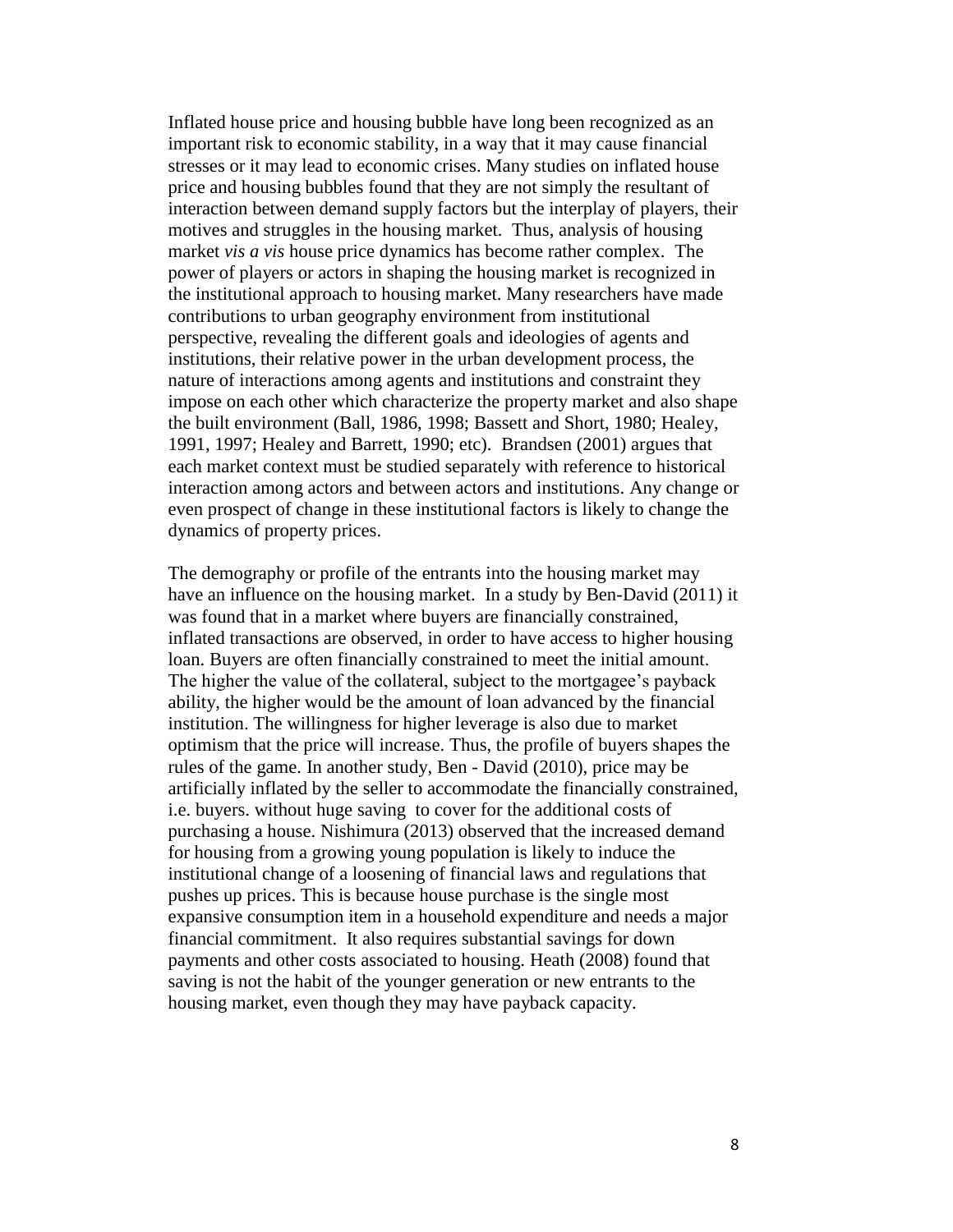Inflated house price and housing bubble have long been recognized as an important risk to economic stability, in a way that it may cause financial stresses or it may lead to economic crises. Many studies on inflated house price and housing bubbles found that they are not simply the resultant of interaction between demand supply factors but the interplay of players, their motives and struggles in the housing market. Thus, analysis of housing market *vis a vis* house price dynamics has become rather complex. The power of players or actors in shaping the housing market is recognized in the institutional approach to housing market. Many researchers have made contributions to urban geography environment from institutional perspective, revealing the different goals and ideologies of agents and institutions, their relative power in the urban development process, the nature of interactions among agents and institutions and constraint they impose on each other which characterize the property market and also shape the built environment (Ball, 1986, 1998; Bassett and Short, 1980; Healey, 1991, 1997; Healey and Barrett, 1990; etc). Brandsen (2001) argues that each market context must be studied separately with reference to historical interaction among actors and between actors and institutions. Any change or even prospect of change in these institutional factors is likely to change the dynamics of property prices.

The demography or profile of the entrants into the housing market may have an influence on the housing market. In a study by Ben-David (2011) it was found that in a market where buyers are financially constrained, inflated transactions are observed, in order to have access to higher housing loan. Buyers are often financially constrained to meet the initial amount. The higher the value of the collateral, subject to the mortgagee's payback ability, the higher would be the amount of loan advanced by the financial institution. The willingness for higher leverage is also due to market optimism that the price will increase. Thus, the profile of buyers shapes the rules of the game. In another study, Ben - David (2010), price may be artificially inflated by the seller to accommodate the financially constrained, i.e. buyers. without huge saving to cover for the additional costs of purchasing a house. Nishimura (2013) observed that the increased demand for housing from a growing young population is likely to induce the institutional change of a loosening of financial laws and regulations that pushes up prices. This is because house purchase is the single most expansive consumption item in a household expenditure and needs a major financial commitment. It also requires substantial savings for down payments and other costs associated to housing. Heath (2008) found that saving is not the habit of the younger generation or new entrants to the housing market, even though they may have payback capacity.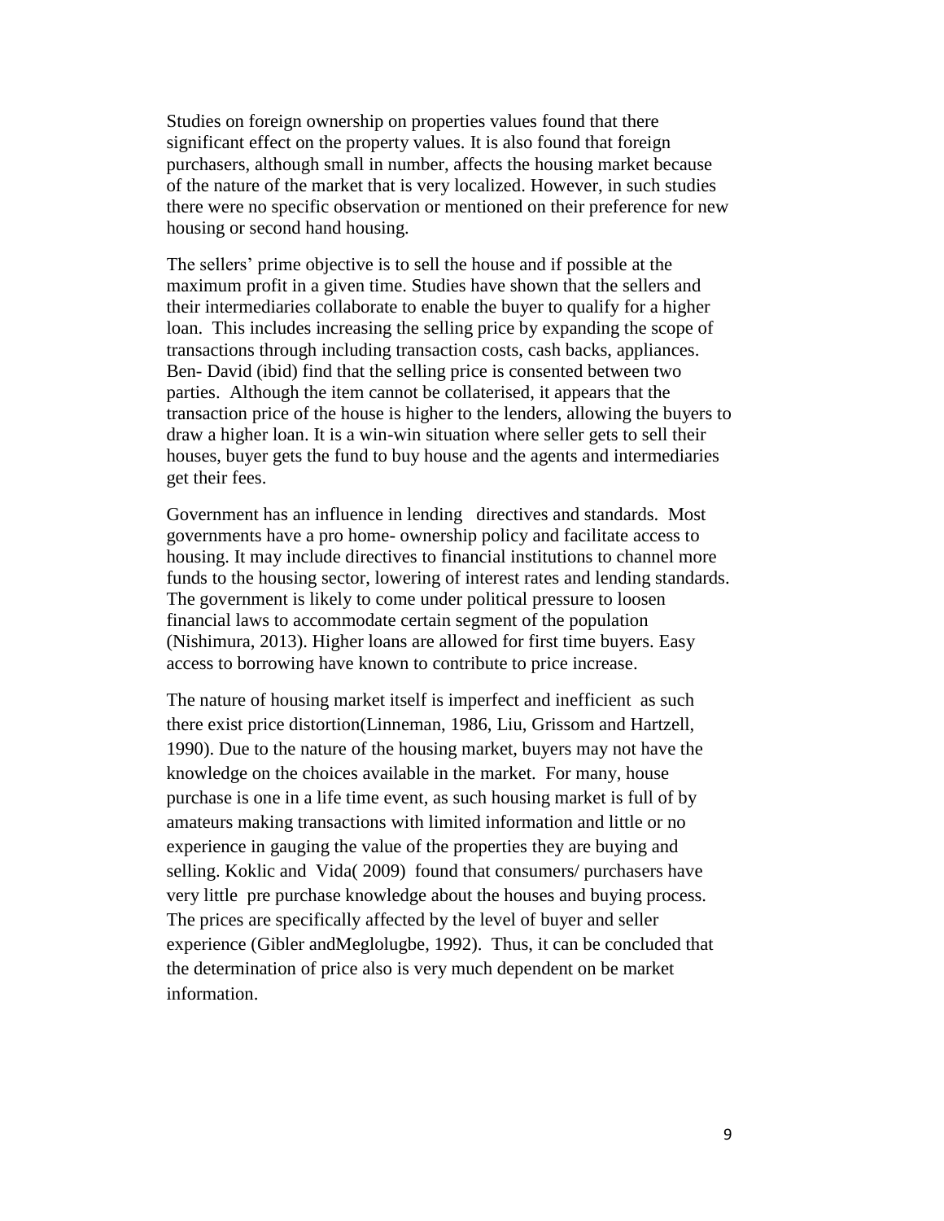Studies on foreign ownership on properties values found that there significant effect on the property values. It is also found that foreign purchasers, although small in number, affects the housing market because of the nature of the market that is very localized. However, in such studies there were no specific observation or mentioned on their preference for new housing or second hand housing.

The sellers' prime objective is to sell the house and if possible at the maximum profit in a given time. Studies have shown that the sellers and their intermediaries collaborate to enable the buyer to qualify for a higher loan. This includes increasing the selling price by expanding the scope of transactions through including transaction costs, cash backs, appliances. Ben- David (ibid) find that the selling price is consented between two parties. Although the item cannot be collaterised, it appears that the transaction price of the house is higher to the lenders, allowing the buyers to draw a higher loan. It is a win-win situation where seller gets to sell their houses, buyer gets the fund to buy house and the agents and intermediaries get their fees.

Government has an influence in lending directives and standards. Most governments have a pro home- ownership policy and facilitate access to housing. It may include directives to financial institutions to channel more funds to the housing sector, lowering of interest rates and lending standards. The government is likely to come under political pressure to loosen financial laws to accommodate certain segment of the population (Nishimura, 2013). Higher loans are allowed for first time buyers. Easy access to borrowing have known to contribute to price increase.

The nature of housing market itself is imperfect and inefficient as such there exist price distortion(Linneman, 1986, Liu, Grissom and Hartzell, 1990). Due to the nature of the housing market, buyers may not have the knowledge on the choices available in the market. For many, house purchase is one in a life time event, as such housing market is full of by amateurs making transactions with limited information and little or no experience in gauging the value of the properties they are buying and selling. Koklic and Vida( 2009) found that consumers/ purchasers have very little pre purchase knowledge about the houses and buying process. The prices are specifically affected by the level of buyer and seller experience (Gibler andMeglolugbe, 1992). Thus, it can be concluded that the determination of price also is very much dependent on be market information.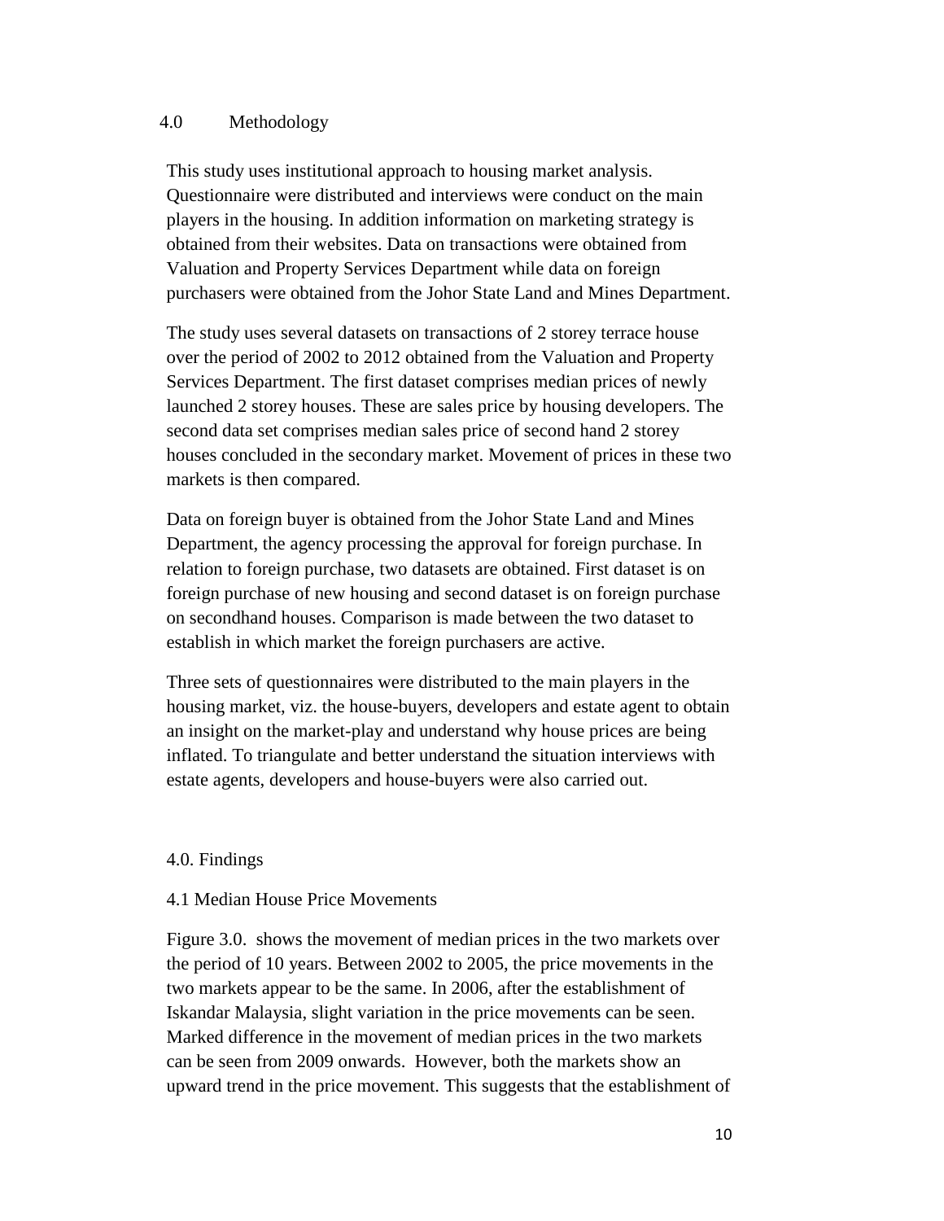## 4.0 Methodology

This study uses institutional approach to housing market analysis. Questionnaire were distributed and interviews were conduct on the main players in the housing. In addition information on marketing strategy is obtained from their websites. Data on transactions were obtained from Valuation and Property Services Department while data on foreign purchasers were obtained from the Johor State Land and Mines Department.

The study uses several datasets on transactions of 2 storey terrace house over the period of 2002 to 2012 obtained from the Valuation and Property Services Department. The first dataset comprises median prices of newly launched 2 storey houses. These are sales price by housing developers. The second data set comprises median sales price of second hand 2 storey houses concluded in the secondary market. Movement of prices in these two markets is then compared.

Data on foreign buyer is obtained from the Johor State Land and Mines Department, the agency processing the approval for foreign purchase. In relation to foreign purchase, two datasets are obtained. First dataset is on foreign purchase of new housing and second dataset is on foreign purchase on secondhand houses. Comparison is made between the two dataset to establish in which market the foreign purchasers are active.

Three sets of questionnaires were distributed to the main players in the housing market, viz. the house-buyers, developers and estate agent to obtain an insight on the market-play and understand why house prices are being inflated. To triangulate and better understand the situation interviews with estate agents, developers and house-buyers were also carried out.

## 4.0. Findings

### 4.1 Median House Price Movements

Figure 3.0. shows the movement of median prices in the two markets over the period of 10 years. Between 2002 to 2005, the price movements in the two markets appear to be the same. In 2006, after the establishment of Iskandar Malaysia, slight variation in the price movements can be seen. Marked difference in the movement of median prices in the two markets can be seen from 2009 onwards. However, both the markets show an upward trend in the price movement. This suggests that the establishment of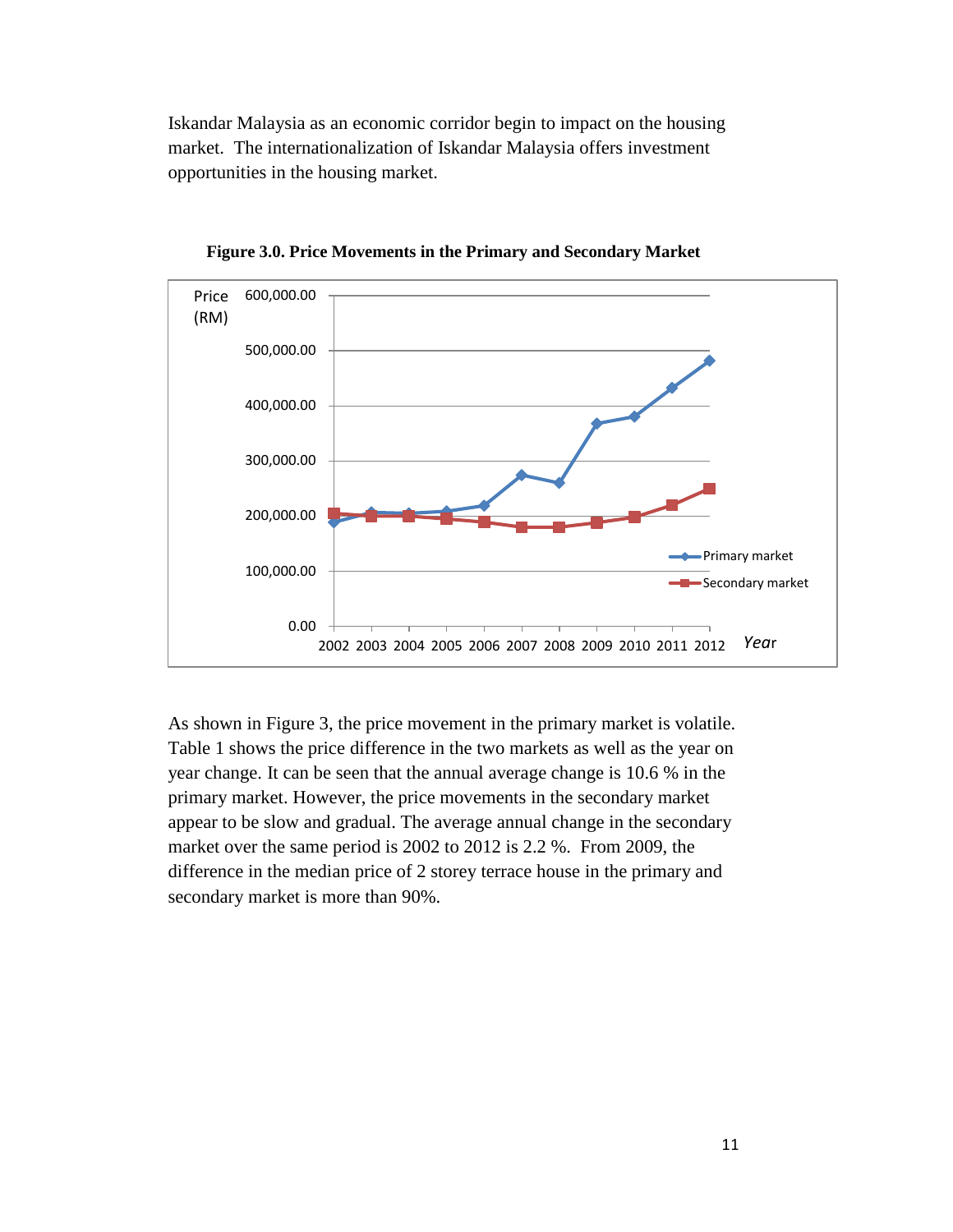Iskandar Malaysia as an economic corridor begin to impact on the housing market. The internationalization of Iskandar Malaysia offers investment opportunities in the housing market.

**Figure 3.0. Price Movements in the Primary and Secondary Market**

As shown in Figure 3, the price movement in the primary market is volatile. Table 1 shows the price difference in the two markets as well as the year on year change. It can be seen that the annual average change is 10.6 % in the primary market. However, the price movements in the secondary market appear to be slow and gradual. The average annual change in the secondary market over the same period is 2002 to 2012 is 2.2 %. From 2009, the difference in the median price of 2 storey terrace house in the primary and secondary market is more than 90%.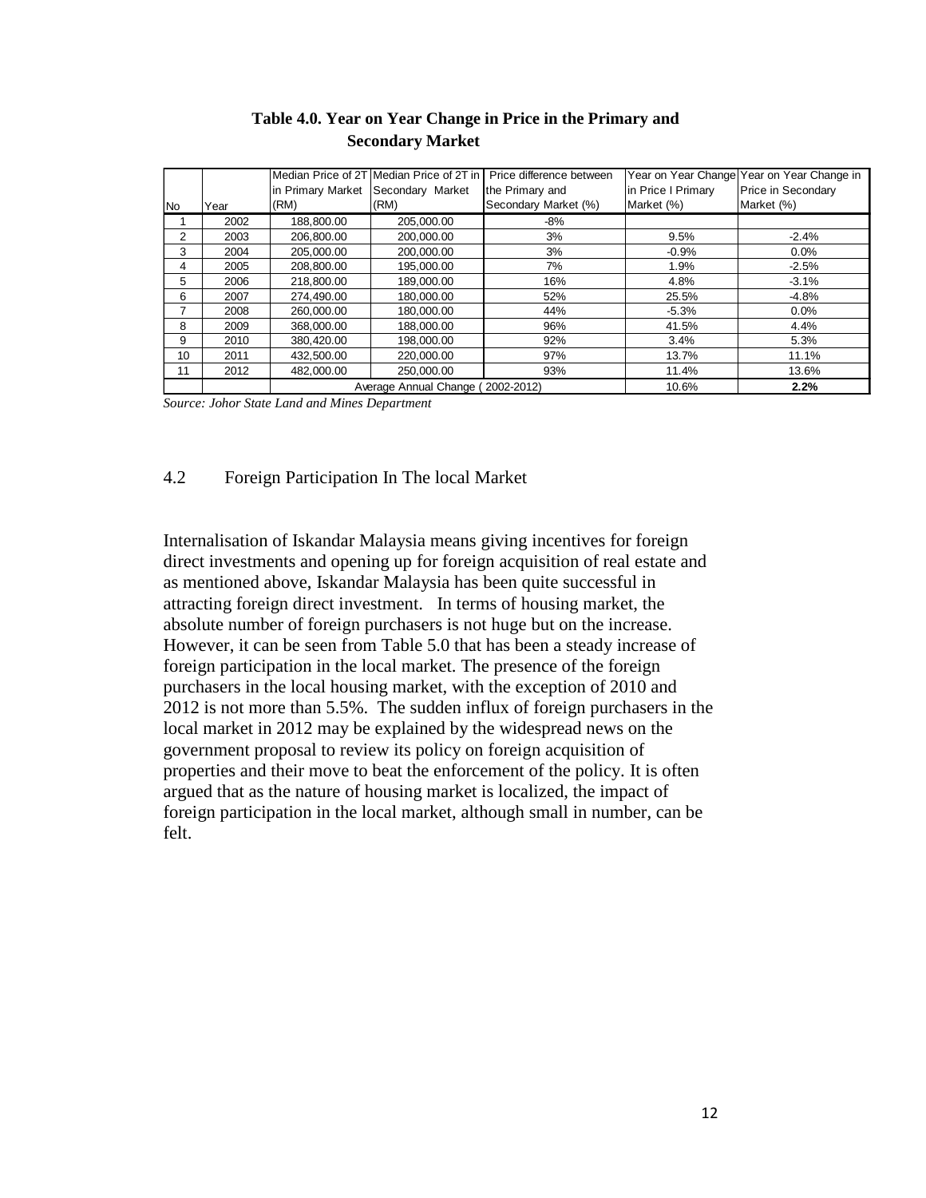**Table 4.0. Year on Year Change in Price in the Primary and Secondary Market**

| No | Year | Median Price of 2T in Primary Market (RM) | Median Price of 2T in Secondary Market (RM) | Price difference between the Primary and Secondary Market (%) | Year on Year Change in Price I Primary Market (%) | Year on Year Change in Price in Secondary Market (%) |
|---|---|---|---|---|---|---|
| 1 | 2002 | 188,800.00 | 205,000.00 | -8% | | |
| 2 | 2003 | 206,800.00 | 200,000.00 | 3% | 9.5% | -2.4% |
| 3 | 2004 | 205,000.00 | 200,000.00 | 3% | -0.9% | 0.0% |
| 4 | 2005 | 208,800.00 | 195,000.00 | 7% | 1.9% | -2.5% |
| 5 | 2006 | 218,800.00 | 189,000.00 | 16% | 4.8% | -3.1% |
| 6 | 2007 | 274,490.00 | 180,000.00 | 52% | 25.5% | -4.8% |
| 7 | 2008 | 260,000.00 | 180,000.00 | 44% | -5.3% | 0.0% |
| 8 | 2009 | 368,000.00 | 188,000.00 | 96% | 41.5% | 4.4% |
| 9 | 2010 | 380,420.00 | 198,000.00 | 92% | 3.4% | 5.3% |
| 10 | 2011 | 432,500.00 | 220,000.00 | 97% | 13.7% | 11.1% |
| 11 | 2012 | 482,000.00 | 250,000.00 | 93% | 11.4% | 13.6% |
| | | Average Annual Change ( 2002-2012) | | | 10.6% | **2.2%** |

*Source: Johor State Land and Mines Department*

## 4.2 Foreign Participation In The local Market

Internalisation of Iskandar Malaysia means giving incentives for foreign direct investments and opening up for foreign acquisition of real estate and as mentioned above, Iskandar Malaysia has been quite successful in attracting foreign direct investment. In terms of housing market, the absolute number of foreign purchasers is not huge but on the increase. However, it can be seen from Table 5.0 that has been a steady increase of foreign participation in the local market. The presence of the foreign purchasers in the local housing market, with the exception of 2010 and 2012 is not more than 5.5%. The sudden influx of foreign purchasers in the local market in 2012 may be explained by the widespread news on the government proposal to review its policy on foreign acquisition of properties and their move to beat the enforcement of the policy. It is often argued that as the nature of housing market is localized, the impact of foreign participation in the local market, although small in number, can be felt.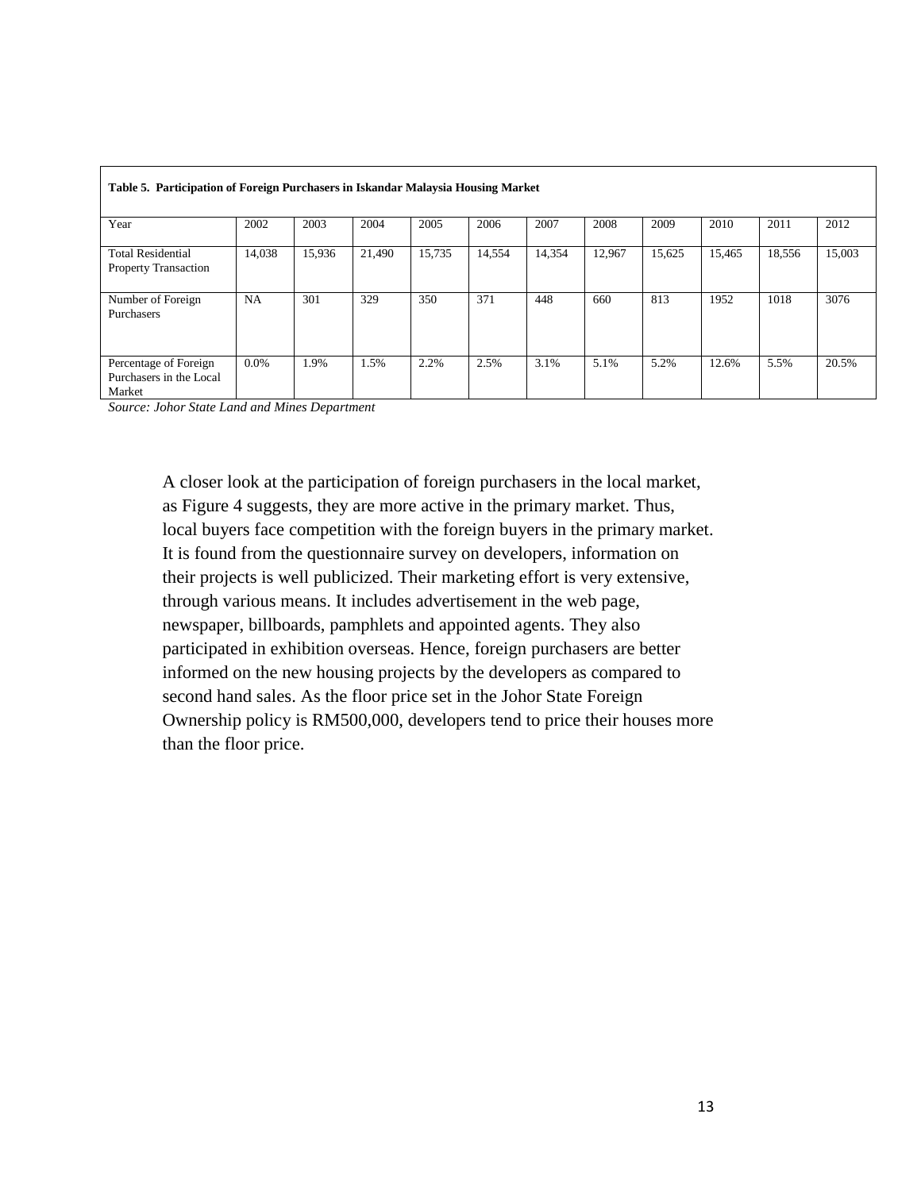**Table 5. Participation of Foreign Purchasers in Iskandar Malaysia Housing Market**

| Year | 2002 | 2003 | 2004 | 2005 | 2006 | 2007 | 2008 | 2009 | 2010 | 2011 | 2012 |
|---|---|---|---|---|---|---|---|---|---|---|---|
| Total Residential Property Transaction | 14,038 | 15,936 | 21,490 | 15,735 | 14,554 | 14,354 | 12,967 | 15,625 | 15,465 | 18,556 | 15,003 |
| Number of Foreign Purchasers | NA | 301 | 329 | 350 | 371 | 448 | 660 | 813 | 1952 | 1018 | 3076 |
| Percentage of Foreign Purchasers in the Local Market | 0.0% | 1.9% | 1.5% | 2.2% | 2.5% | 3.1% | 5.1% | 5.2% | 12.6% | 5.5% | 20.5% |

*Source: Johor State Land and Mines Department*

A closer look at the participation of foreign purchasers in the local market, as Figure 4 suggests, they are more active in the primary market. Thus, local buyers face competition with the foreign buyers in the primary market. It is found from the questionnaire survey on developers, information on their projects is well publicized. Their marketing effort is very extensive, through various means. It includes advertisement in the web page, newspaper, billboards, pamphlets and appointed agents. They also participated in exhibition overseas. Hence, foreign purchasers are better informed on the new housing projects by the developers as compared to second hand sales. As the floor price set in the Johor State Foreign Ownership policy is RM500,000, developers tend to price their houses more than the floor price.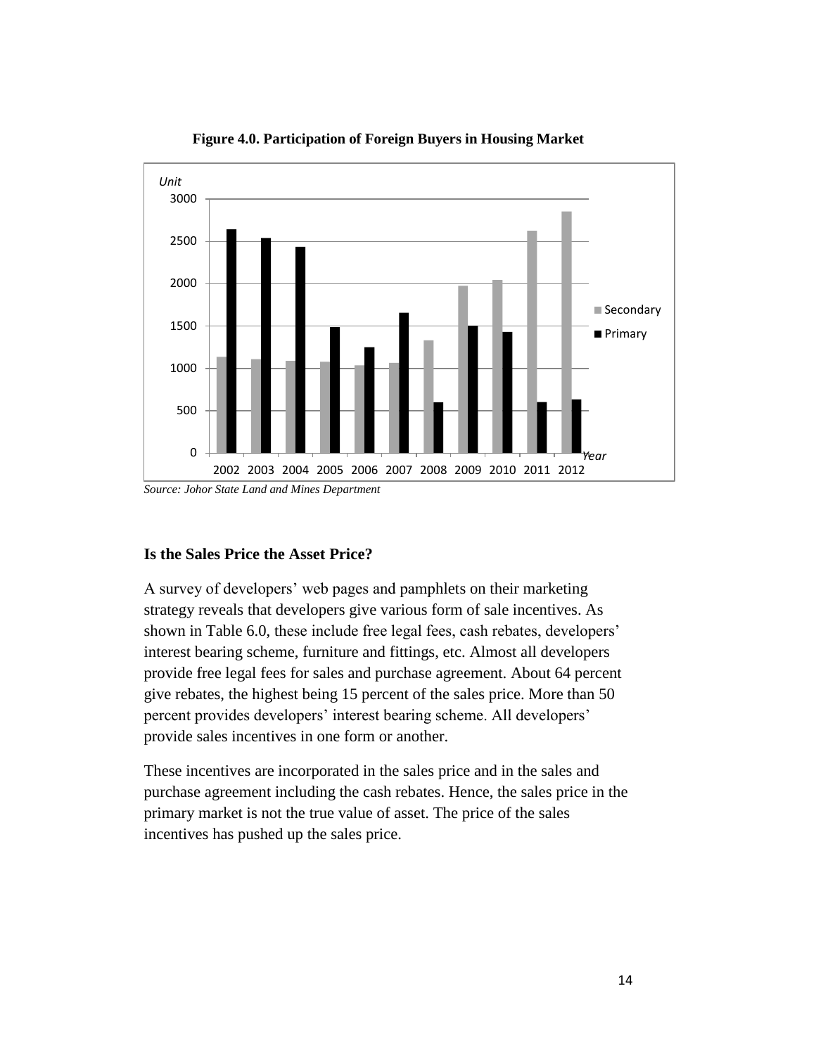**Figure 4.0. Participation of Foreign Buyers in Housing Market**

*Source: Johor State Land and Mines Department*

### Is the Sales Price the Asset Price?

A survey of developers' web pages and pamphlets on their marketing strategy reveals that developers give various form of sale incentives. As shown in Table 6.0, these include free legal fees, cash rebates, developers' interest bearing scheme, furniture and fittings, etc. Almost all developers provide free legal fees for sales and purchase agreement. About 64 percent give rebates, the highest being 15 percent of the sales price. More than 50 percent provides developers' interest bearing scheme. All developers' provide sales incentives in one form or another.

These incentives are incorporated in the sales price and in the sales and purchase agreement including the cash rebates. Hence, the sales price in the primary market is not the true value of asset. The price of the sales incentives has pushed up the sales price.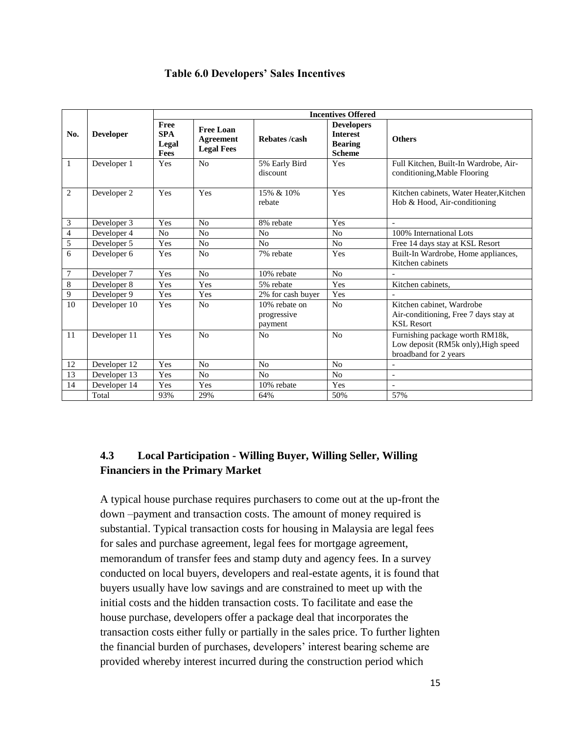**Table 6.0 Developers' Sales Incentives**

| No. | Developer | Incentives Offered | | | | |
|---|---|---|---|---|---|---|
| | | Free SPA Legal Fees | Free Loan Agreement Legal Fees | Rebates /cash | Developers Interest Bearing Scheme | Others |
| 1 | Developer 1 | Yes | No | 5% Early Bird discount | Yes | Full Kitchen, Built-In Wardrobe, Air-conditioning,Mable Flooring |
| 2 | Developer 2 | Yes | Yes | 15% & 10% rebate | Yes | Kitchen cabinets, Water Heater,Kitchen Hob & Hood, Air-conditioning |
| 3 | Developer 3 | Yes | No | 8% rebate | Yes | - |
| 4 | Developer 4 | No | No | No | No | 100% International Lots |
| 5 | Developer 5 | Yes | No | No | No | Free 14 days stay at KSL Resort |
| 6 | Developer 6 | Yes | No | 7% rebate | Yes | Built-In Wardrobe, Home appliances, Kitchen cabinets |
| 7 | Developer 7 | Yes | No | 10% rebate | No | - |
| 8 | Developer 8 | Yes | Yes | 5% rebate | Yes | Kitchen cabinets, |
| 9 | Developer 9 | Yes | Yes | 2% for cash buyer | Yes | - |
| 10 | Developer 10 | Yes | No | 10% rebate on progressive payment | No | Kitchen cabinet, Wardrobe Air-conditioning, Free 7 days stay at KSL Resort |
| 11 | Developer 11 | Yes | No | No | No | Furnishing package worth RM18k, Low deposit (RM5k only),High speed broadband for 2 years |
| 12 | Developer 12 | Yes | No | No | No | - |
| 13 | Developer 13 | Yes | No | No | No | - |
| 14 | Developer 14 | Yes | Yes | 10% rebate | Yes | - |
| | Total | 93% | 29% | 64% | 50% | 57% |

## 4.3 Local Participation - Willing Buyer, Willing Seller, Willing Financiers in the Primary Market

A typical house purchase requires purchasers to come out at the up-front the down –payment and transaction costs. The amount of money required is substantial. Typical transaction costs for housing in Malaysia are legal fees for sales and purchase agreement, legal fees for mortgage agreement, memorandum of transfer fees and stamp duty and agency fees. In a survey conducted on local buyers, developers and real-estate agents, it is found that buyers usually have low savings and are constrained to meet up with the initial costs and the hidden transaction costs. To facilitate and ease the house purchase, developers offer a package deal that incorporates the transaction costs either fully or partially in the sales price. To further lighten the financial burden of purchases, developers' interest bearing scheme are provided whereby interest incurred during the construction period which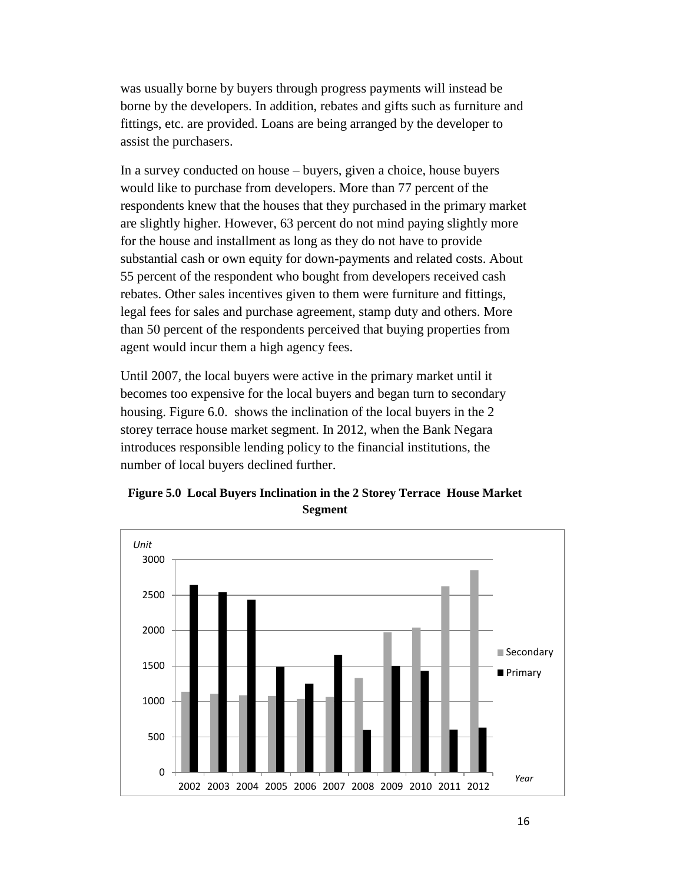was usually borne by buyers through progress payments will instead be borne by the developers. In addition, rebates and gifts such as furniture and fittings, etc. are provided. Loans are being arranged by the developer to assist the purchasers.

In a survey conducted on house – buyers, given a choice, house buyers would like to purchase from developers. More than 77 percent of the respondents knew that the houses that they purchased in the primary market are slightly higher. However, 63 percent do not mind paying slightly more for the house and installment as long as they do not have to provide substantial cash or own equity for down-payments and related costs. About 55 percent of the respondent who bought from developers received cash rebates. Other sales incentives given to them were furniture and fittings, legal fees for sales and purchase agreement, stamp duty and others. More than 50 percent of the respondents perceived that buying properties from agent would incur them a high agency fees.

Until 2007, the local buyers were active in the primary market until it becomes too expensive for the local buyers and began turn to secondary housing. Figure 6.0. shows the inclination of the local buyers in the 2 storey terrace house market segment. In 2012, when the Bank Negara introduces responsible lending policy to the financial institutions, the number of local buyers declined further.

**Figure 5.0 Local Buyers Inclination in the 2 Storey Terrace House Market Segment**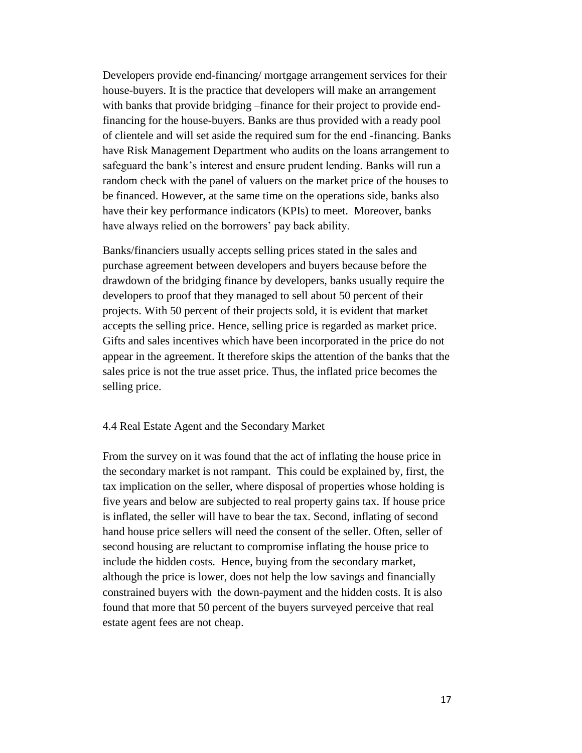Developers provide end-financing/ mortgage arrangement services for their house-buyers. It is the practice that developers will make an arrangement with banks that provide bridging –finance for their project to provide end-financing for the house-buyers. Banks are thus provided with a ready pool of clientele and will set aside the required sum for the end -financing. Banks have Risk Management Department who audits on the loans arrangement to safeguard the bank's interest and ensure prudent lending. Banks will run a random check with the panel of valuers on the market price of the houses to be financed. However, at the same time on the operations side, banks also have their key performance indicators (KPIs) to meet. Moreover, banks have always relied on the borrowers' pay back ability.

Banks/financiers usually accepts selling prices stated in the sales and purchase agreement between developers and buyers because before the drawdown of the bridging finance by developers, banks usually require the developers to proof that they managed to sell about 50 percent of their projects. With 50 percent of their projects sold, it is evident that market accepts the selling price. Hence, selling price is regarded as market price. Gifts and sales incentives which have been incorporated in the price do not appear in the agreement. It therefore skips the attention of the banks that the sales price is not the true asset price. Thus, the inflated price becomes the selling price.

### 4.4 Real Estate Agent and the Secondary Market

From the survey on it was found that the act of inflating the house price in the secondary market is not rampant. This could be explained by, first, the tax implication on the seller, where disposal of properties whose holding is five years and below are subjected to real property gains tax. If house price is inflated, the seller will have to bear the tax. Second, inflating of second hand house price sellers will need the consent of the seller. Often, seller of second housing are reluctant to compromise inflating the house price to include the hidden costs. Hence, buying from the secondary market, although the price is lower, does not help the low savings and financially constrained buyers with the down-payment and the hidden costs. It is also found that more that 50 percent of the buyers surveyed perceive that real estate agent fees are not cheap.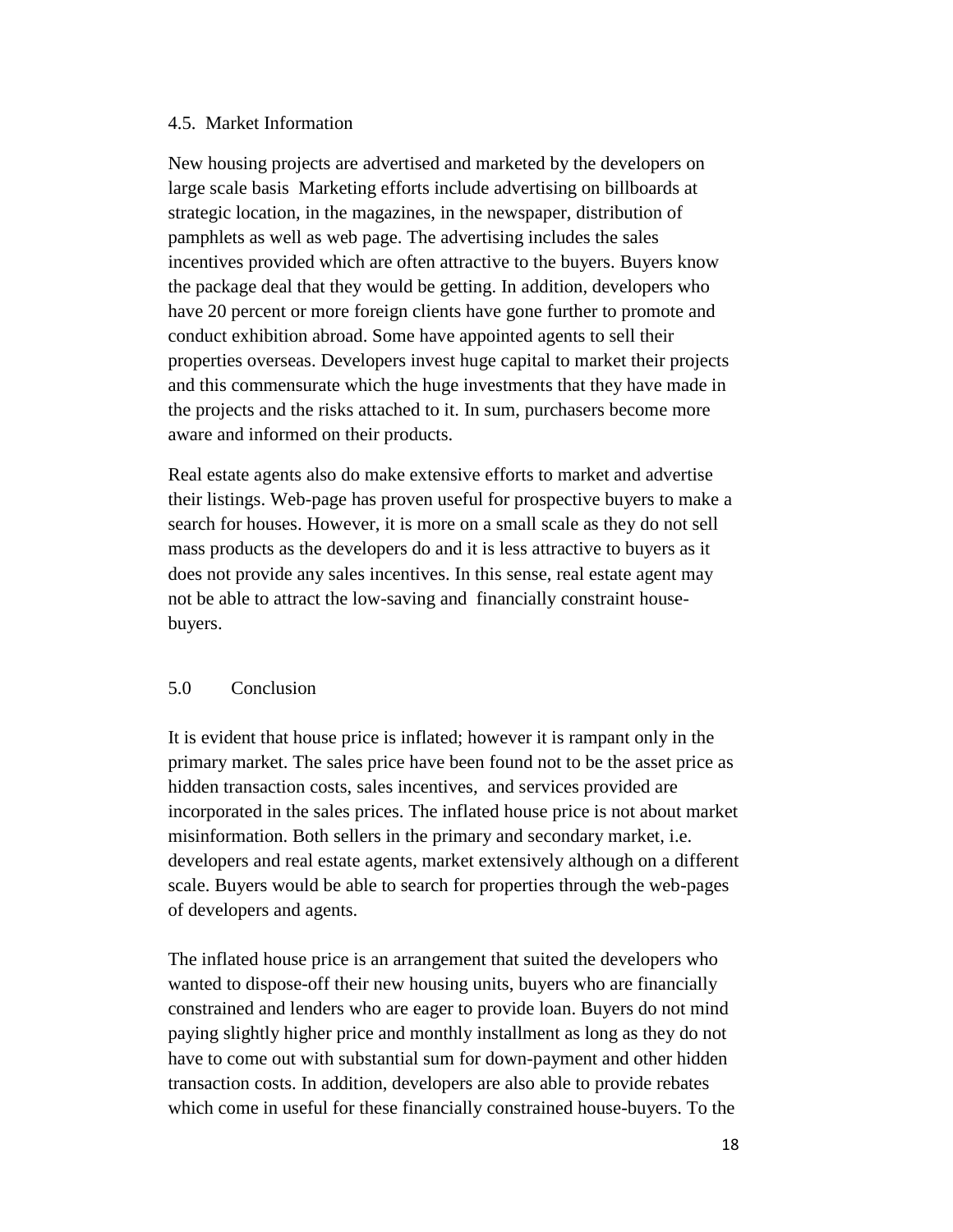### 4.5. Market Information

New housing projects are advertised and marketed by the developers on large scale basis Marketing efforts include advertising on billboards at strategic location, in the magazines, in the newspaper, distribution of pamphlets as well as web page. The advertising includes the sales incentives provided which are often attractive to the buyers. Buyers know the package deal that they would be getting. In addition, developers who have 20 percent or more foreign clients have gone further to promote and conduct exhibition abroad. Some have appointed agents to sell their properties overseas. Developers invest huge capital to market their projects and this commensurate which the huge investments that they have made in the projects and the risks attached to it. In sum, purchasers become more aware and informed on their products.

Real estate agents also do make extensive efforts to market and advertise their listings. Web-page has proven useful for prospective buyers to make a search for houses. However, it is more on a small scale as they do not sell mass products as the developers do and it is less attractive to buyers as it does not provide any sales incentives. In this sense, real estate agent may not be able to attract the low-saving and financially constraint house-buyers.

## 5.0 Conclusion

It is evident that house price is inflated; however it is rampant only in the primary market. The sales price have been found not to be the asset price as hidden transaction costs, sales incentives, and services provided are incorporated in the sales prices. The inflated house price is not about market misinformation. Both sellers in the primary and secondary market, i.e. developers and real estate agents, market extensively although on a different scale. Buyers would be able to search for properties through the web-pages of developers and agents.

The inflated house price is an arrangement that suited the developers who wanted to dispose-off their new housing units, buyers who are financially constrained and lenders who are eager to provide loan. Buyers do not mind paying slightly higher price and monthly installment as long as they do not have to come out with substantial sum for down-payment and other hidden transaction costs. In addition, developers are also able to provide rebates which come in useful for these financially constrained house-buyers. To the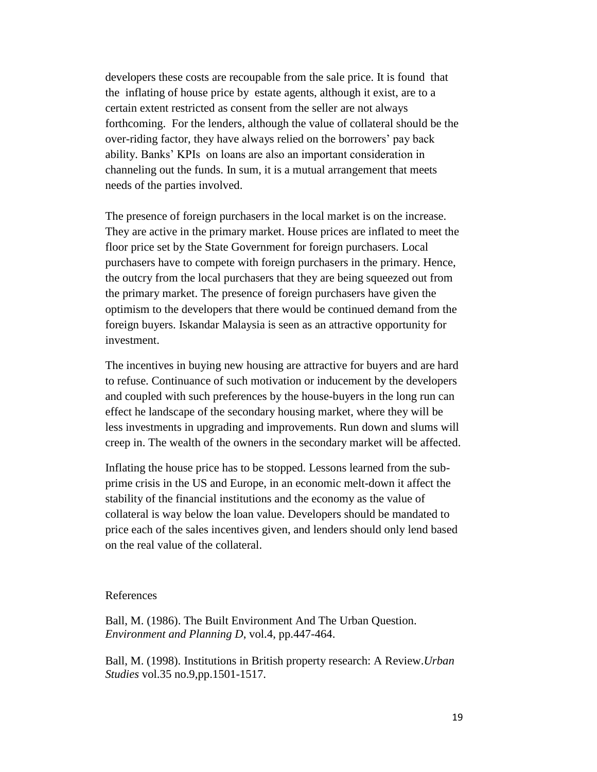developers these costs are recoupable from the sale price. It is found that the inflating of house price by estate agents, although it exist, are to a certain extent restricted as consent from the seller are not always forthcoming. For the lenders, although the value of collateral should be the over-riding factor, they have always relied on the borrowers' pay back ability. Banks' KPIs on loans are also an important consideration in channeling out the funds. In sum, it is a mutual arrangement that meets needs of the parties involved.

The presence of foreign purchasers in the local market is on the increase. They are active in the primary market. House prices are inflated to meet the floor price set by the State Government for foreign purchasers. Local purchasers have to compete with foreign purchasers in the primary. Hence, the outcry from the local purchasers that they are being squeezed out from the primary market. The presence of foreign purchasers have given the optimism to the developers that there would be continued demand from the foreign buyers. Iskandar Malaysia is seen as an attractive opportunity for investment.

The incentives in buying new housing are attractive for buyers and are hard to refuse. Continuance of such motivation or inducement by the developers and coupled with such preferences by the house-buyers in the long run can effect he landscape of the secondary housing market, where they will be less investments in upgrading and improvements. Run down and slums will creep in. The wealth of the owners in the secondary market will be affected.

Inflating the house price has to be stopped. Lessons learned from the sub-prime crisis in the US and Europe, in an economic melt-down it affect the stability of the financial institutions and the economy as the value of collateral is way below the loan value. Developers should be mandated to price each of the sales incentives given, and lenders should only lend based on the real value of the collateral.

References

Ball, M. (1986). The Built Environment And The Urban Question. *Environment and Planning D*, vol.4, pp.447-464.

Ball, M. (1998). Institutions in British property research: A Review.*Urban Studies* vol.35 no.9,pp.1501-1517.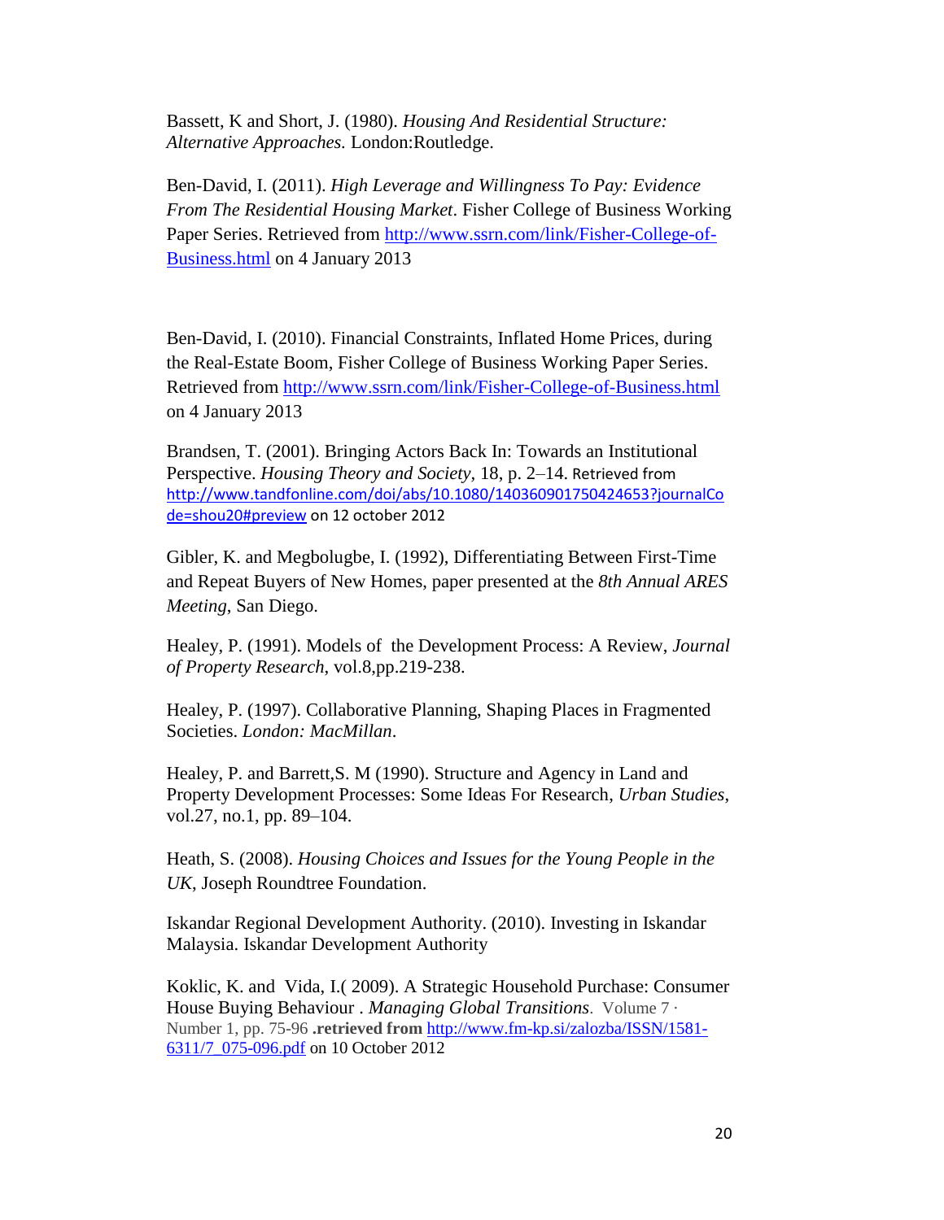Bassett, K and Short, J. (1980). *Housing And Residential Structure: Alternative Approaches.* London:Routledge.

Ben-David, I. (2011). *High Leverage and Willingness To Pay: Evidence From The Residential Housing Market*. Fisher College of Business Working Paper Series. Retrieved from http://www.ssrn.com/link/Fisher-College-of-Business.html on 4 January 2013

Ben-David, I. (2010). Financial Constraints, Inflated Home Prices, during the Real-Estate Boom, Fisher College of Business Working Paper Series. Retrieved from http://www.ssrn.com/link/Fisher-College-of-Business.html on 4 January 2013

Brandsen, T. (2001). Bringing Actors Back In: Towards an Institutional Perspective. *Housing Theory and Society,* 18, p. 2–14. Retrieved from http://www.tandfonline.com/doi/abs/10.1080/140360901750424653?journalCode=shou20#preview on 12 october 2012

Gibler, K. and Megbolugbe, I. (1992), Differentiating Between First-Time and Repeat Buyers of New Homes, paper presented at the *8th Annual ARES Meeting*, San Diego.

Healey, P. (1991). Models of the Development Process: A Review, *Journal of Property Research*, vol.8,pp.219-238.

Healey, P. (1997). Collaborative Planning, Shaping Places in Fragmented Societies. *London: MacMillan*.

Healey, P. and Barrett,S. M (1990). Structure and Agency in Land and Property Development Processes: Some Ideas For Research, *Urban Studies*, vol.27, no.1, pp. 89–104.

Heath, S. (2008). *Housing Choices and Issues for the Young People in the UK*, Joseph Roundtree Foundation.

Iskandar Regional Development Authority. (2010). Investing in Iskandar Malaysia. Iskandar Development Authority

Koklic, K. and Vida, I.( 2009). A Strategic Household Purchase: Consumer House Buying Behaviour . *Managing Global Transitions*. Volume 7 · Number 1, pp. 75-96 **.retrieved from** http://www.fm-kp.si/zalozba/ISSN/1581-6311/7_075-096.pdf on 10 October 2012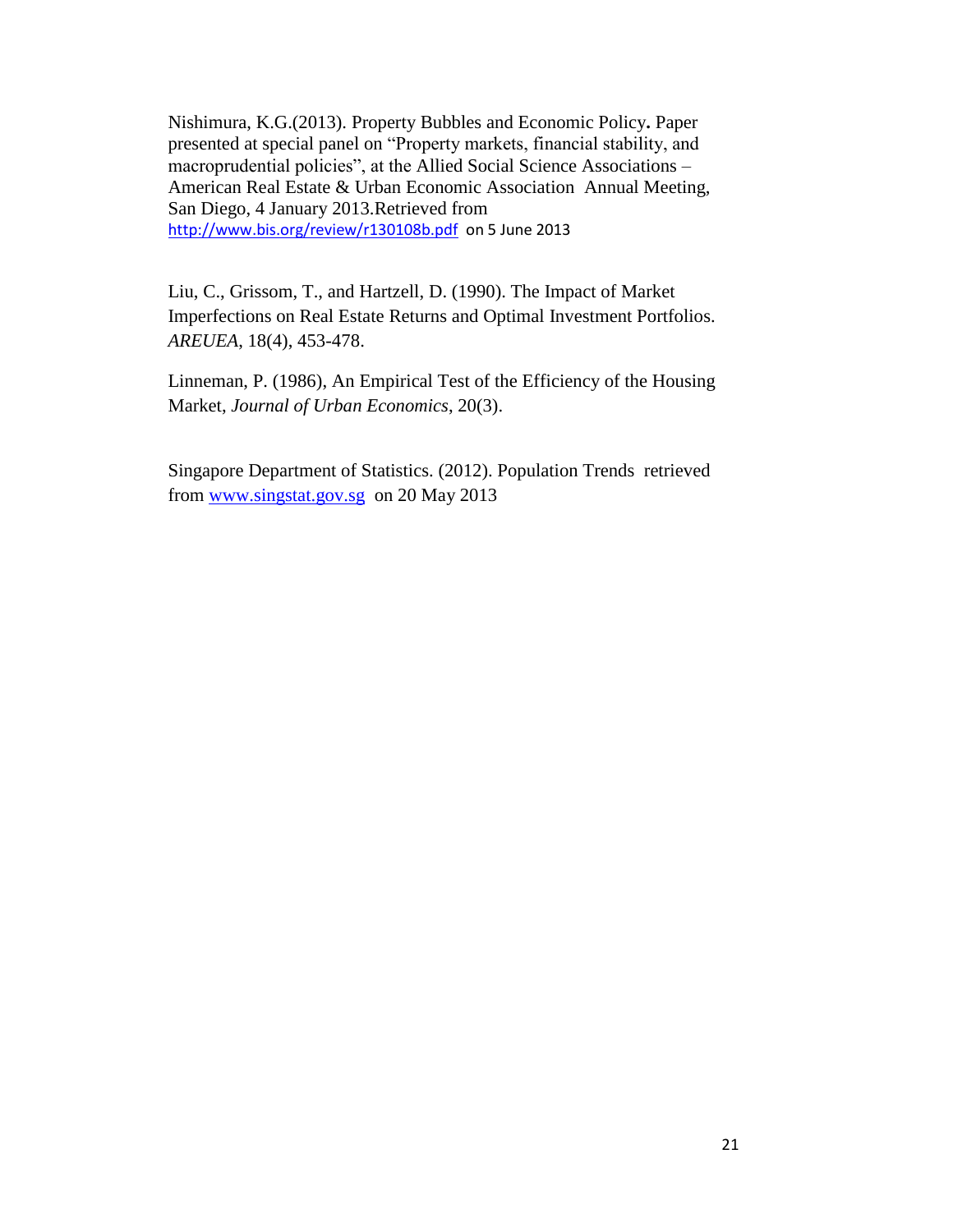Nishimura, K.G.(2013). Property Bubbles and Economic Policy**.** Paper presented at special panel on "Property markets, financial stability, and macroprudential policies", at the Allied Social Science Associations – American Real Estate & Urban Economic Association Annual Meeting, San Diego, 4 January 2013.Retrieved from http://www.bis.org/review/r130108b.pdf on 5 June 2013

Liu, C., Grissom, T., and Hartzell, D. (1990). The Impact of Market Imperfections on Real Estate Returns and Optimal Investment Portfolios. *AREUEA*, 18(4), 453-478.

Linneman, P. (1986), An Empirical Test of the Efficiency of the Housing Market, *Journal of Urban Economics*, 20(3).

Singapore Department of Statistics. (2012). Population Trends retrieved from www.singstat.gov.sg on 20 May 2013